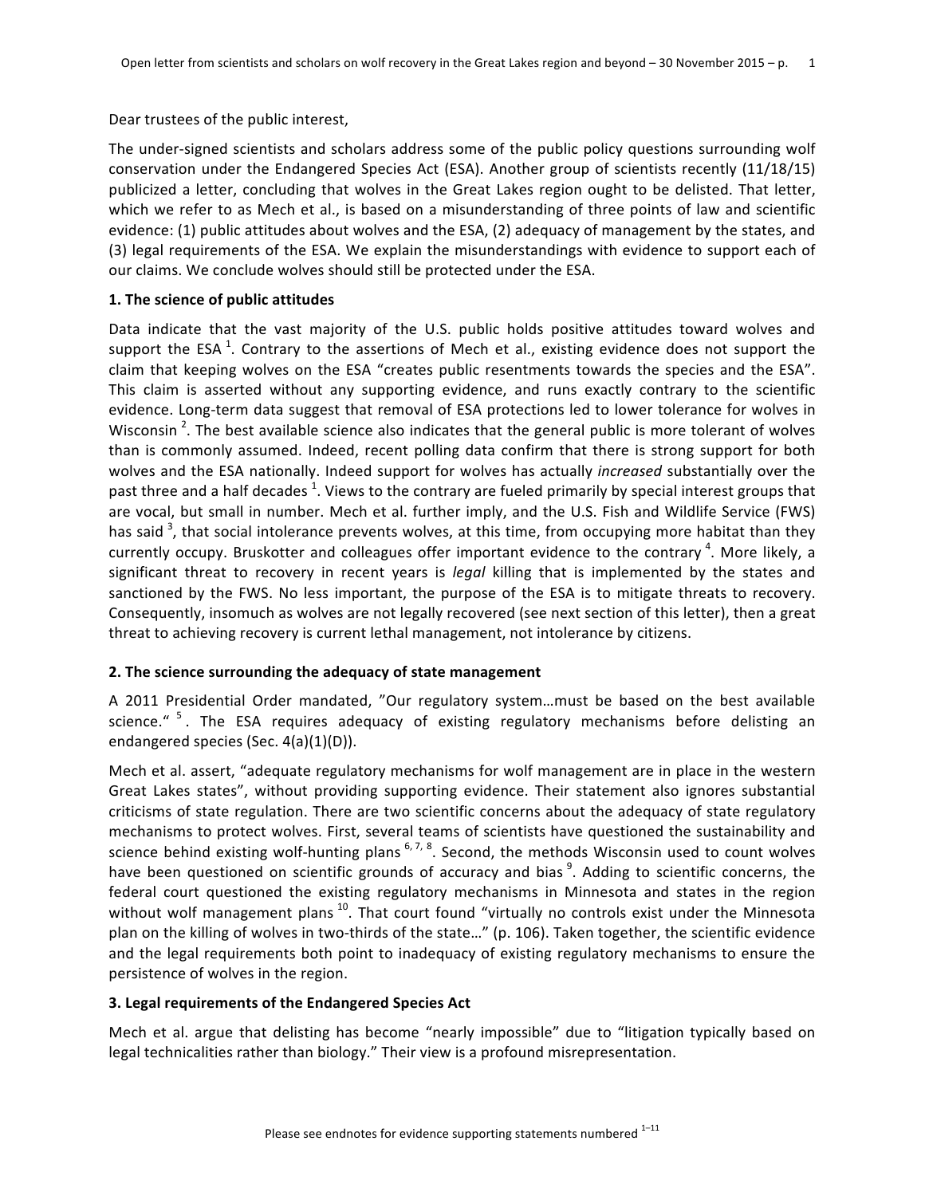Dear trustees of the public interest,

The under-signed scientists and scholars address some of the public policy questions surrounding wolf conservation under the Endangered Species Act (ESA). Another group of scientists recently (11/18/15) publicized a letter, concluding that wolves in the Great Lakes region ought to be delisted. That letter, which we refer to as Mech et al., is based on a misunderstanding of three points of law and scientific evidence: (1) public attitudes about wolves and the ESA, (2) adequacy of management by the states, and (3) legal requirements of the ESA. We explain the misunderstandings with evidence to support each of our claims. We conclude wolves should still be protected under the ESA.

**1. The science of public attitudes**

Data indicate that the vast majority of the U.S. public holds positive attitudes toward wolves and support the ESA [1]. Contrary to the assertions of Mech et al., existing evidence does not support the claim that keeping wolves on the ESA "creates public resentments towards the species and the ESA". This claim is asserted without any supporting evidence, and runs exactly contrary to the scientific evidence. Long-term data suggest that removal of ESA protections led to lower tolerance for wolves in Wisconsin [2]. The best available science also indicates that the general public is more tolerant of wolves than is commonly assumed. Indeed, recent polling data confirm that there is strong support for both wolves and the ESA nationally. Indeed support for wolves has actually *increased* substantially over the past three and a half decades [1]. Views to the contrary are fueled primarily by special interest groups that are vocal, but small in number. Mech et al. further imply, and the U.S. Fish and Wildlife Service (FWS) has said [3], that social intolerance prevents wolves, at this time, from occupying more habitat than they currently occupy. Bruskotter and colleagues offer important evidence to the contrary [4]. More likely, a significant threat to recovery in recent years is *legal* killing that is implemented by the states and sanctioned by the FWS. No less important, the purpose of the ESA is to mitigate threats to recovery. Consequently, insomuch as wolves are not legally recovered (see next section of this letter), then a great threat to achieving recovery is current lethal management, not intolerance by citizens.

**2. The science surrounding the adequacy of state management**

A 2011 Presidential Order mandated, "Our regulatory system…must be based on the best available science." [5]. The ESA requires adequacy of existing regulatory mechanisms before delisting an endangered species (Sec. 4(a)(1)(D)).

Mech et al. assert, "adequate regulatory mechanisms for wolf management are in place in the western Great Lakes states", without providing supporting evidence. Their statement also ignores substantial criticisms of state regulation. There are two scientific concerns about the adequacy of state regulatory mechanisms to protect wolves. First, several teams of scientists have questioned the sustainability and science behind existing wolf-hunting plans [6, 7, 8]. Second, the methods Wisconsin used to count wolves have been questioned on scientific grounds of accuracy and bias [9]. Adding to scientific concerns, the federal court questioned the existing regulatory mechanisms in Minnesota and states in the region without wolf management plans [10]. That court found "virtually no controls exist under the Minnesota plan on the killing of wolves in two-thirds of the state…" (p. 106). Taken together, the scientific evidence and the legal requirements both point to inadequacy of existing regulatory mechanisms to ensure the persistence of wolves in the region.

**3. Legal requirements of the Endangered Species Act**

Mech et al. argue that delisting has become "nearly impossible" due to "litigation typically based on legal technicalities rather than biology." Their view is a profound misrepresentation.

Please see endnotes for evidence supporting statements numbered [1–11]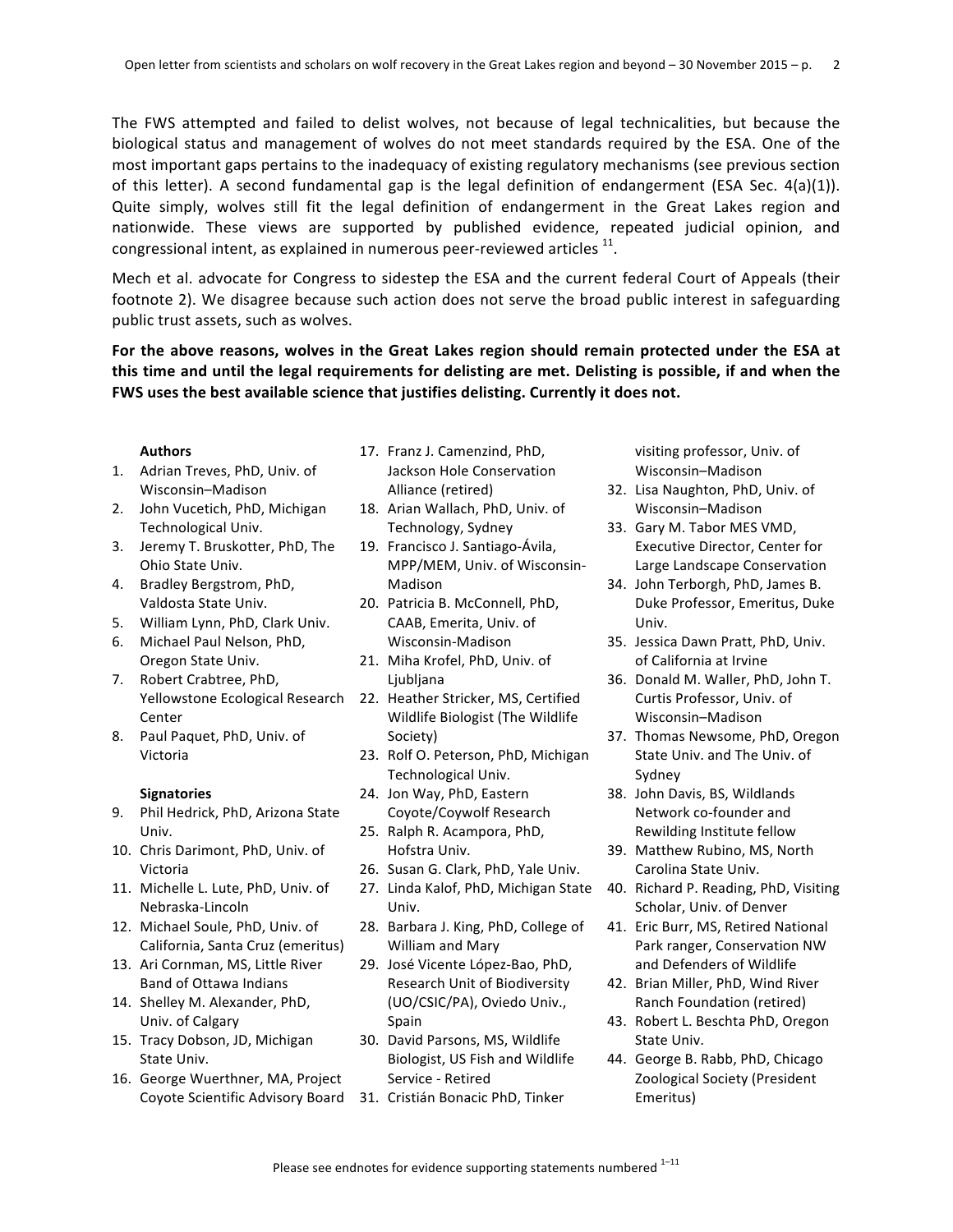The FWS attempted and failed to delist wolves, not because of legal technicalities, but because the biological status and management of wolves do not meet standards required by the ESA. One of the most important gaps pertains to the inadequacy of existing regulatory mechanisms (see previous section of this letter). A second fundamental gap is the legal definition of endangerment (ESA Sec. 4(a)(1)). Quite simply, wolves still fit the legal definition of endangerment in the Great Lakes region and nationwide. These views are supported by published evidence, repeated judicial opinion, and congressional intent, as explained in numerous peer-reviewed articles [11].

Mech et al. advocate for Congress to sidestep the ESA and the current federal Court of Appeals (their footnote 2). We disagree because such action does not serve the broad public interest in safeguarding public trust assets, such as wolves.

**For the above reasons, wolves in the Great Lakes region should remain protected under the ESA at this time and until the legal requirements for delisting are met. Delisting is possible, if and when the FWS uses the best available science that justifies delisting. Currently it does not.**

**Authors**

1. Adrian Treves, PhD, Univ. of Wisconsin–Madison
2. John Vucetich, PhD, Michigan Technological Univ.
3. Jeremy T. Bruskotter, PhD, The Ohio State Univ.
4. Bradley Bergstrom, PhD, Valdosta State Univ.
5. William Lynn, PhD, Clark Univ.
6. Michael Paul Nelson, PhD, Oregon State Univ.
7. Robert Crabtree, PhD, Yellowstone Ecological Research Center
8. Paul Paquet, PhD, Univ. of Victoria

**Signatories**

9. Phil Hedrick, PhD, Arizona State Univ.
10. Chris Darimont, PhD, Univ. of Victoria
11. Michelle L. Lute, PhD, Univ. of Nebraska-Lincoln
12. Michael Soule, PhD, Univ. of California, Santa Cruz (emeritus)
13. Ari Cornman, MS, Little River Band of Ottawa Indians
14. Shelley M. Alexander, PhD, Univ. of Calgary
15. Tracy Dobson, JD, Michigan State Univ.
16. George Wuerthner, MA, Project Coyote Scientific Advisory Board
17. Franz J. Camenzind, PhD, Jackson Hole Conservation Alliance (retired)
18. Arian Wallach, PhD, Univ. of Technology, Sydney
19. Francisco J. Santiago-Ávila, MPP/MEM, Univ. of Wisconsin-Madison
20. Patricia B. McConnell, PhD, CAAB, Emerita, Univ. of Wisconsin-Madison
21. Miha Krofel, PhD, Univ. of Ljubljana
22. Heather Stricker, MS, Certified Wildlife Biologist (The Wildlife Society)
23. Rolf O. Peterson, PhD, Michigan Technological Univ.
24. Jon Way, PhD, Eastern Coyote/Coywolf Research
25. Ralph R. Acampora, PhD, Hofstra Univ.
26. Susan G. Clark, PhD, Yale Univ.
27. Linda Kalof, PhD, Michigan State Univ.
28. Barbara J. King, PhD, College of William and Mary
29. José Vicente López-Bao, PhD, Research Unit of Biodiversity (UO/CSIC/PA), Oviedo Univ., Spain
30. David Parsons, MS, Wildlife Biologist, US Fish and Wildlife Service - Retired
31. Cristián Bonacic PhD, Tinker visiting professor, Univ. of Wisconsin–Madison
32. Lisa Naughton, PhD, Univ. of Wisconsin–Madison
33. Gary M. Tabor MES VMD, Executive Director, Center for Large Landscape Conservation
34. John Terborgh, PhD, James B. Duke Professor, Emeritus, Duke Univ.
35. Jessica Dawn Pratt, PhD, Univ. of California at Irvine
36. Donald M. Waller, PhD, John T. Curtis Professor, Univ. of Wisconsin–Madison
37. Thomas Newsome, PhD, Oregon State Univ. and The Univ. of Sydney
38. John Davis, BS, Wildlands Network co-founder and Rewilding Institute fellow
39. Matthew Rubino, MS, North Carolina State Univ.
40. Richard P. Reading, PhD, Visiting Scholar, Univ. of Denver
41. Eric Burr, MS, Retired National Park ranger, Conservation NW and Defenders of Wildlife
42. Brian Miller, PhD, Wind River Ranch Foundation (retired)
43. Robert L. Beschta PhD, Oregon State Univ.
44. George B. Rabb, PhD, Chicago Zoological Society (President Emeritus)

Please see endnotes for evidence supporting statements numbered [1–11]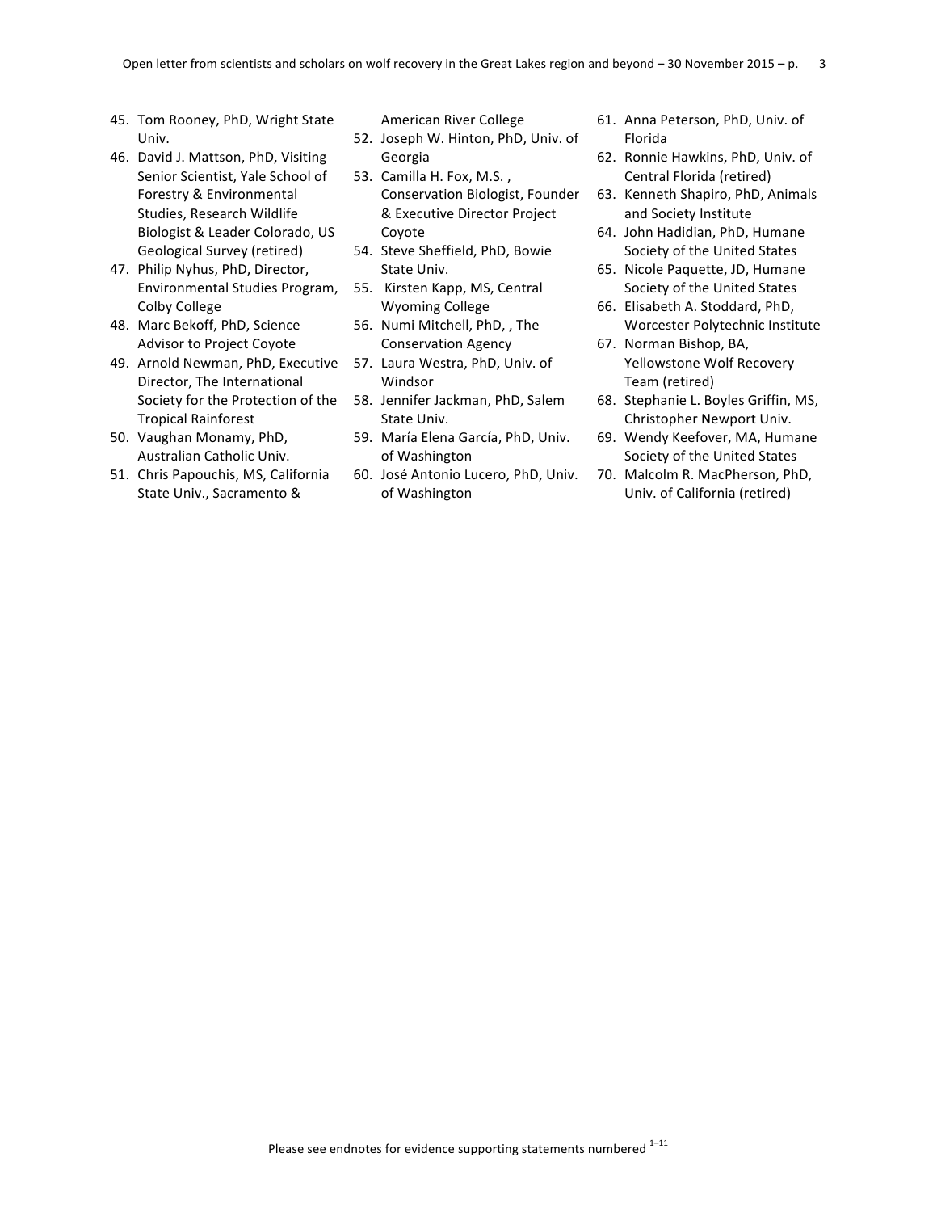45. Tom Rooney, PhD, Wright State Univ.
46. David J. Mattson, PhD, Visiting Senior Scientist, Yale School of Forestry & Environmental Studies, Research Wildlife Biologist & Leader Colorado, US Geological Survey (retired)
47. Philip Nyhus, PhD, Director, Environmental Studies Program, Colby College
48. Marc Bekoff, PhD, Science Advisor to Project Coyote
49. Arnold Newman, PhD, Executive Director, The International Society for the Protection of the Tropical Rainforest
50. Vaughan Monamy, PhD, Australian Catholic Univ.
51. Chris Papouchis, MS, California State Univ., Sacramento & American River College
52. Joseph W. Hinton, PhD, Univ. of Georgia
53. Camilla H. Fox, M.S. , Conservation Biologist, Founder & Executive Director Project Coyote
54. Steve Sheffield, PhD, Bowie State Univ.
55. Kirsten Kapp, MS, Central Wyoming College
56. Numi Mitchell, PhD, , The Conservation Agency
57. Laura Westra, PhD, Univ. of Windsor
58. Jennifer Jackman, PhD, Salem State Univ.
59. María Elena García, PhD, Univ. of Washington
60. José Antonio Lucero, PhD, Univ. of Washington
61. Anna Peterson, PhD, Univ. of Florida
62. Ronnie Hawkins, PhD, Univ. of Central Florida (retired)
63. Kenneth Shapiro, PhD, Animals and Society Institute
64. John Hadidian, PhD, Humane Society of the United States
65. Nicole Paquette, JD, Humane Society of the United States
66. Elisabeth A. Stoddard, PhD, Worcester Polytechnic Institute
67. Norman Bishop, BA, Yellowstone Wolf Recovery Team (retired)
68. Stephanie L. Boyles Griffin, MS, Christopher Newport Univ.
69. Wendy Keefover, MA, Humane Society of the United States
70. Malcolm R. MacPherson, PhD, Univ. of California (retired)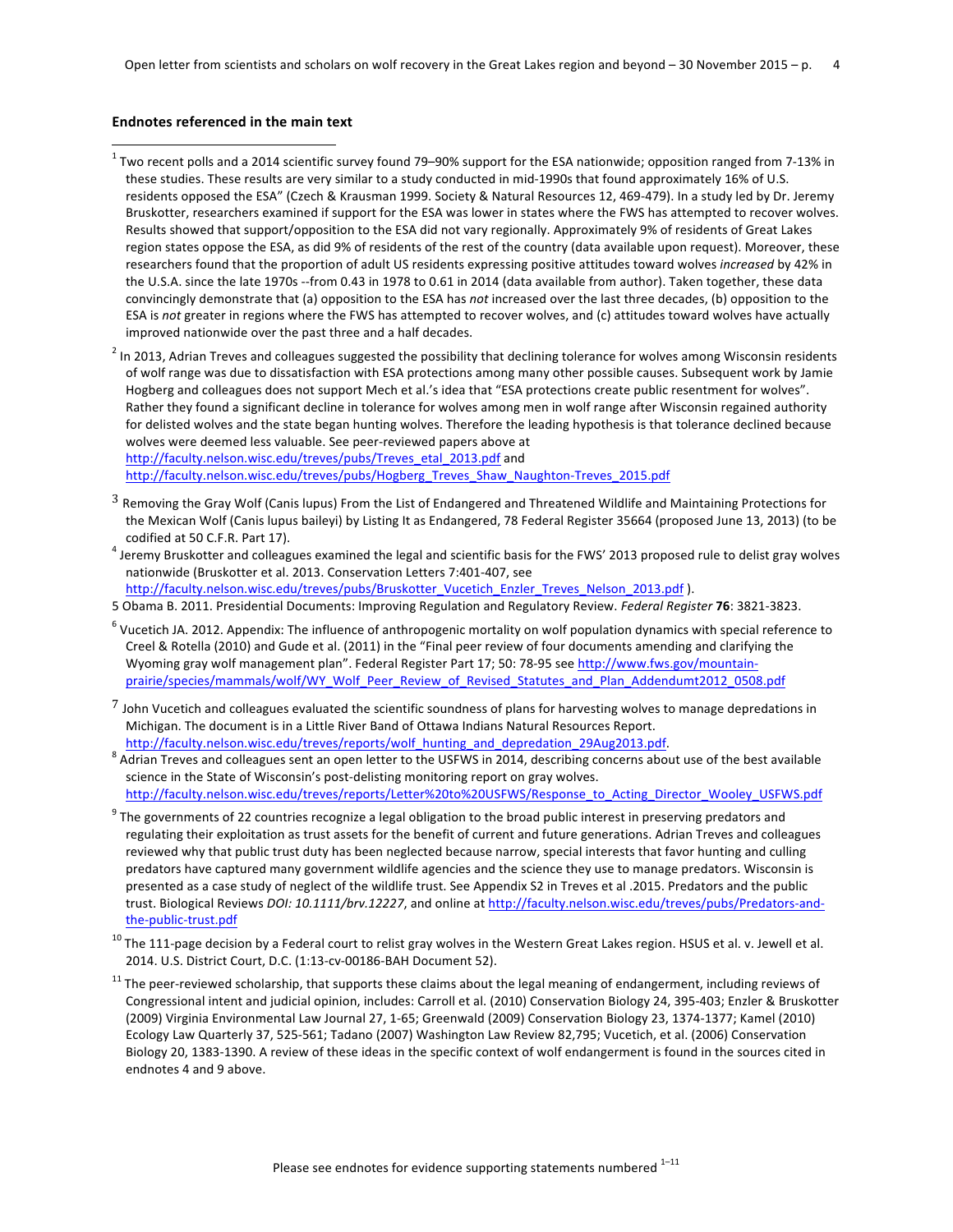**Endnotes referenced in the main text**

[1] Two recent polls and a 2014 scientific survey found 79–90% support for the ESA nationwide; opposition ranged from 7-13% in these studies. These results are very similar to a study conducted in mid-1990s that found approximately 16% of U.S. residents opposed the ESA" (Czech & Krausman 1999. Society & Natural Resources 12, 469-479). In a study led by Dr. Jeremy Bruskotter, researchers examined if support for the ESA was lower in states where the FWS has attempted to recover wolves. Results showed that support/opposition to the ESA did not vary regionally. Approximately 9% of residents of Great Lakes region states oppose the ESA, as did 9% of residents of the rest of the country (data available upon request). Moreover, these researchers found that the proportion of adult US residents expressing positive attitudes toward wolves *increased* by 42% in the U.S.A. since the late 1970s --from 0.43 in 1978 to 0.61 in 2014 (data available from author). Taken together, these data convincingly demonstrate that (a) opposition to the ESA has *not* increased over the last three decades, (b) opposition to the ESA is *not* greater in regions where the FWS has attempted to recover wolves, and (c) attitudes toward wolves have actually improved nationwide over the past three and a half decades.

[2] In 2013, Adrian Treves and colleagues suggested the possibility that declining tolerance for wolves among Wisconsin residents of wolf range was due to dissatisfaction with ESA protections among many other possible causes. Subsequent work by Jamie Hogberg and colleagues does not support Mech et al.'s idea that "ESA protections create public resentment for wolves". Rather they found a significant decline in tolerance for wolves among men in wolf range after Wisconsin regained authority for delisted wolves and the state began hunting wolves. Therefore the leading hypothesis is that tolerance declined because wolves were deemed less valuable. See peer-reviewed papers above at http://faculty.nelson.wisc.edu/treves/pubs/Treves_etal_2013.pdf and http://faculty.nelson.wisc.edu/treves/pubs/Hogberg_Treves_Shaw_Naughton-Treves_2015.pdf

[3] Removing the Gray Wolf (Canis lupus) From the List of Endangered and Threatened Wildlife and Maintaining Protections for the Mexican Wolf (Canis lupus baileyi) by Listing It as Endangered, 78 Federal Register 35664 (proposed June 13, 2013) (to be codified at 50 C.F.R. Part 17).

[4] Jeremy Bruskotter and colleagues examined the legal and scientific basis for the FWS' 2013 proposed rule to delist gray wolves nationwide (Bruskotter et al. 2013. Conservation Letters 7:401-407, see http://faculty.nelson.wisc.edu/treves/pubs/Bruskotter_Vucetich_Enzler_Treves_Nelson_2013.pdf ).

5 Obama B. 2011. Presidential Documents: Improving Regulation and Regulatory Review. *Federal Register* **76**: 3821-3823.

[6] Vucetich JA. 2012. Appendix: The influence of anthropogenic mortality on wolf population dynamics with special reference to Creel & Rotella (2010) and Gude et al. (2011) in the "Final peer review of four documents amending and clarifying the Wyoming gray wolf management plan". Federal Register Part 17; 50: 78-95 see http://www.fws.gov/mountain-prairie/species/mammals/wolf/WY_Wolf_Peer_Review_of_Revised_Statutes_and_Plan_Addendumt2012_0508.pdf

[7] John Vucetich and colleagues evaluated the scientific soundness of plans for harvesting wolves to manage depredations in Michigan. The document is in a Little River Band of Ottawa Indians Natural Resources Report. http://faculty.nelson.wisc.edu/treves/reports/wolf_hunting_and_depredation_29Aug2013.pdf.

[8] Adrian Treves and colleagues sent an open letter to the USFWS in 2014, describing concerns about use of the best available science in the State of Wisconsin's post-delisting monitoring report on gray wolves. http://faculty.nelson.wisc.edu/treves/reports/Letter%20to%20USFWS/Response_to_Acting_Director_Wooley_USFWS.pdf

[9] The governments of 22 countries recognize a legal obligation to the broad public interest in preserving predators and regulating their exploitation as trust assets for the benefit of current and future generations. Adrian Treves and colleagues reviewed why that public trust duty has been neglected because narrow, special interests that favor hunting and culling predators have captured many government wildlife agencies and the science they use to manage predators. Wisconsin is presented as a case study of neglect of the wildlife trust. See Appendix S2 in Treves et al .2015. Predators and the public trust. Biological Reviews *DOI: 10.1111/brv.12227*, and online at http://faculty.nelson.wisc.edu/treves/pubs/Predators-and-the-public-trust.pdf

[10] The 111-page decision by a Federal court to relist gray wolves in the Western Great Lakes region. HSUS et al. v. Jewell et al. 2014. U.S. District Court, D.C. (1:13-cv-00186-BAH Document 52).

[11] The peer-reviewed scholarship, that supports these claims about the legal meaning of endangerment, including reviews of Congressional intent and judicial opinion, includes: Carroll et al. (2010) Conservation Biology 24, 395-403; Enzler & Bruskotter (2009) Virginia Environmental Law Journal 27, 1-65; Greenwald (2009) Conservation Biology 23, 1374-1377; Kamel (2010) Ecology Law Quarterly 37, 525-561; Tadano (2007) Washington Law Review 82,795; Vucetich, et al. (2006) Conservation Biology 20, 1383-1390. A review of these ideas in the specific context of wolf endangerment is found in the sources cited in endnotes 4 and 9 above.

Please see endnotes for evidence supporting statements numbered [1–11]